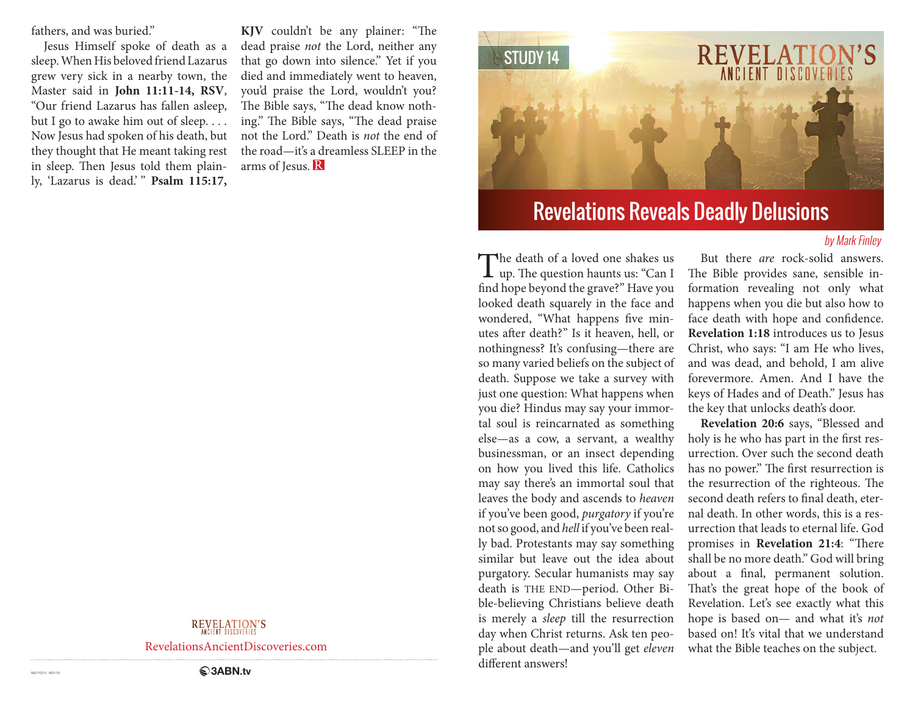fathers, and was buried."

Jesus Himself spoke of death as a sleep. When His beloved friend Lazarus grew very sick in a nearby town, the Master said in **John 11:11-14, RSV**, "Our friend Lazarus has fallen asleep, but I go to awake him out of sleep. . . . Now Jesus had spoken of his death, but they thought that He meant taking rest in sleep. Then Jesus told them plainly, 'Lazarus is dead.' " **Psalm 115:17, KJV** couldn't be any plainer: "The dead praise *not* the Lord, neither any that go down into silence." Yet if you died and immediately went to heaven, you'd praise the Lord, wouldn't you? The Bible says, "The dead know nothing." The Bible says, "The dead praise not the Lord." Death is *not* the end of the road—it's a dreamless SLEEP in the arms of Jesus. R

REVELATION'S ANCIENT DISCOVERIES

RevelationsAncientDiscoveries.com

3ABN.tv

STUDY 14

REVELATION'S ANCIENT DISCOVERIES

# Revelations Reveals Deadly Delusions

*by Mark Finley*

The death of a loved one shakes us up. The question haunts us: "Can I find hope beyond the grave?" Have you looked death squarely in the face and wondered, "What happens five minutes after death?" Is it heaven, hell, or nothingness? It's confusing—there are so many varied beliefs on the subject of death. Suppose we take a survey with just one question: What happens when you die? Hindus may say your immortal soul is reincarnated as something else—as a cow, a servant, a wealthy businessman, or an insect depending on how you lived this life. Catholics may say there's an immortal soul that leaves the body and ascends to *heaven* if you've been good, *purgatory* if you're not so good, and *hell* if you've been really bad. Protestants may say something similar but leave out the idea about purgatory. Secular humanists may say death is THE END—period. Other Bible-believing Christians believe death is merely a *sleep* till the resurrection day when Christ returns. Ask ten people about death—and you'll get *eleven* different answers!

But there *are* rock-solid answers. The Bible provides sane, sensible information revealing not only what happens when you die but also how to face death with hope and confidence. **Revelation 1:18** introduces us to Jesus Christ, who says: "I am He who lives, and was dead, and behold, I am alive forevermore. Amen. And I have the keys of Hades and of Death." Jesus has the key that unlocks death's door.

**Revelation 20:6** says, "Blessed and holy is he who has part in the first resurrection. Over such the second death has no power." The first resurrection is the resurrection of the righteous. The second death refers to final death, eternal death. In other words, this is a resurrection that leads to eternal life. God promises in **Revelation 21:4**: "There shall be no more death." God will bring about a final, permanent solution. That's the great hope of the book of Revelation. Let's see exactly what this hope is based on— and what it's *not* based on! It's vital that we understand what the Bible teaches on the subject.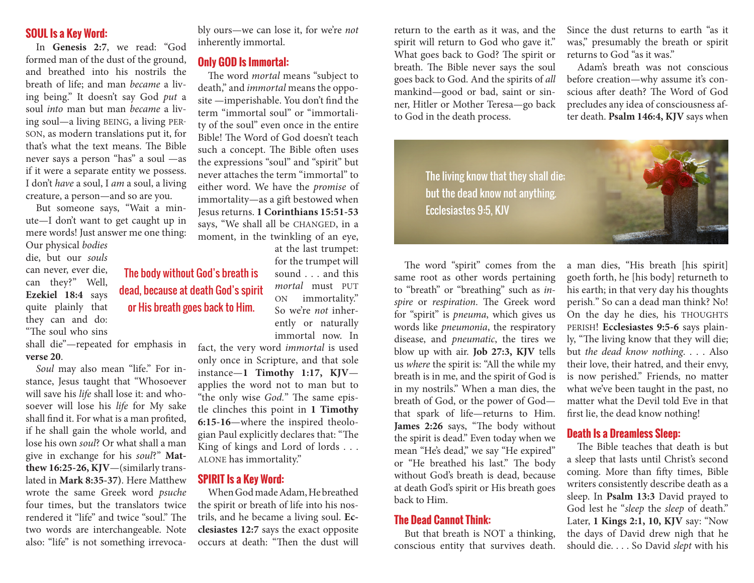## SOUL Is a Key Word:

In **Genesis 2:7**, we read: "God formed man of the dust of the ground, and breathed into his nostrils the breath of life; and man *became* a living being." It doesn't say God *put* a soul *into* man but man *became* a living soul—a living BEING, a living PERSON, as modern translations put it, for that's what the text means. The Bible never says a person "has" a soul —as if it were a separate entity we possess. I don't *have* a soul, I *am* a soul, a living creature, a person—and so are you.

But someone says, "Wait a minute—I don't want to get caught up in mere words! Just answer me one thing: Our physical *bodies* die, but our *souls* can never, ever die, can they?" Well, **Ezekiel 18:4** says quite plainly that they can and do: "The soul who sins shall die"—repeated for emphasis in **verse 20**.

*Soul* may also mean "life." For instance, Jesus taught that "Whosoever will save his *life* shall lose it: and whosoever will lose his *life* for My sake shall find it. For what is a man profited, if he shall gain the whole world, and lose his own *soul*? Or what shall a man give in exchange for his *soul*?" **Matthew 16:25-26, KJV**—(similarly translated in **Mark 8:35-37**). Here Matthew wrote the same Greek word *psuche* four times, but the translators twice rendered it "life" and twice "soul." The two words are interchangeable. Note also: "life" is not something irrevocably ours—we can lose it, for we're *not* inherently immortal.

## Only GOD Is Immortal:

The word *mortal* means "subject to death," and *immortal* means the opposite —imperishable. You don't find the term "immortal soul" or "immortality of the soul" even once in the entire Bible! The Word of God doesn't teach such a concept. The Bible often uses the expressions "soul" and "spirit" but never attaches the term "immortal" to either word. We have the *promise* of immortality—as a gift bestowed when Jesus returns. **1 Corinthians 15:51-53** says, "We shall all be CHANGED, in a moment, in the twinkling of an eye, at the last trumpet: for the trumpet will sound . . . and this *mortal* must PUT ON immortality." So we're *not* inherently or naturally immortal now. In fact, the very word *immortal* is used only once in Scripture, and that sole instance—**1 Timothy 1:17, KJV**—applies the word not to man but to "the only wise *God*." The same epistle clinches this point in **1 Timothy 6:15-16**—where the inspired theologian Paul explicitly declares that: "The King of kings and Lord of lords . . . ALONE has immortality."

> The body without God's breath is dead, because at death God's spirit or His breath goes back to Him.

## SPIRIT Is a Key Word:

When God made Adam, He breathed the spirit or breath of life into his nostrils, and he became a living soul. **Ecclesiastes 12:7** says the exact opposite occurs at death: "Then the dust will return to the earth as it was, and the spirit will return to God who gave it." What goes back to God? The spirit or breath. The Bible never says the soul goes back to God. And the spirits of *all* mankind—good or bad, saint or sinner, Hitler or Mother Teresa—go back to God in the death process.

Since the dust returns to earth "as it was," presumably the breath or spirit returns to God "as it was."

Adam's breath was not conscious before creation—why assume it's conscious after death? The Word of God precludes any idea of consciousness after death. **Psalm 146:4, KJV** says when a man dies, "His breath [his spirit] goeth forth, he [his body] returneth to his earth; in that very day his thoughts perish." So can a dead man think? No! On the day he dies, his THOUGHTS PERISH! **Ecclesiastes 9:5-6** says plainly, "The living know that they will die; but *the dead know nothing*. . . . Also their love, their hatred, and their envy, is now perished." Friends, no matter what we've been taught in the past, no matter what the Devil told Eve in that first lie, the dead know nothing!

> The living know that they shall die; but the dead know not anything. Ecclesiastes 9:5, KJV

The word "spirit" comes from the same root as other words pertaining to "breath" or "breathing" such as *inspire* or *respiration*. The Greek word for "spirit" is *pneuma*, which gives us words like *pneumonia*, the respiratory disease, and *pneumatic*, the tires we blow up with air. **Job 27:3, KJV** tells us *where* the spirit is: "All the while my breath is in me, and the spirit of God is in my nostrils." When a man dies, the breath of God, or the power of God—that spark of life—returns to Him. **James 2:26** says, "The body without the spirit is dead." Even today when we mean "He's dead," we say "He expired" or "He breathed his last." The body without God's breath is dead, because at death God's spirit or His breath goes back to Him.

## The Dead Cannot Think:

But that breath is NOT a thinking, conscious entity that survives death.

## Death Is a Dreamless Sleep:

The Bible teaches that death is but a sleep that lasts until Christ's second coming. More than fifty times, Bible writers consistently describe death as a sleep. In **Psalm 13:3** David prayed to God lest he "*sleep* the *sleep* of death." Later, **1 Kings 2:1, 10, KJV** say: "Now the days of David drew nigh that he should die. . . . So David *slept* with his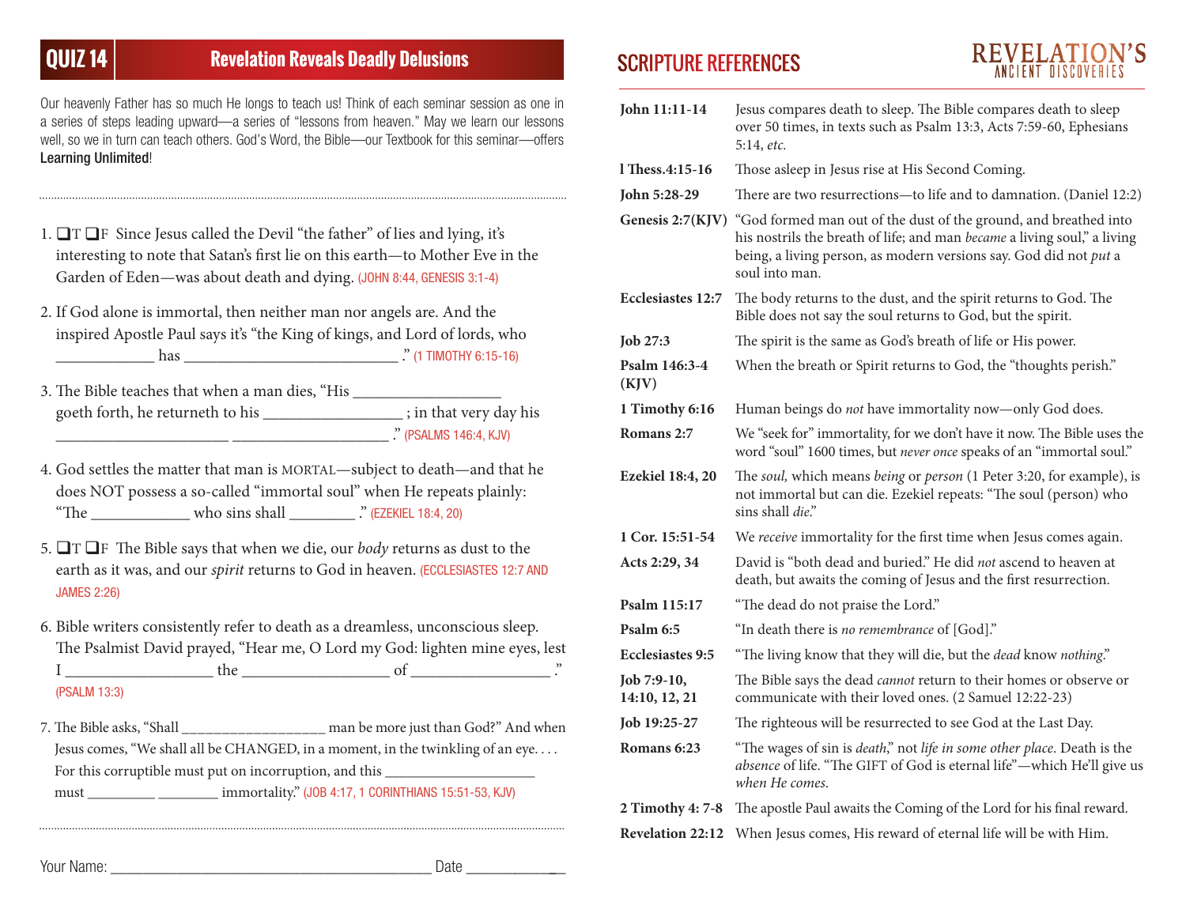## QUIZ 14 — Revelation Reveals Deadly Delusions

Our heavenly Father has so much He longs to teach us! Think of each seminar session as one in a series of steps leading upward—a series of "lessons from heaven." May we learn our lessons well, so we in turn can teach others. God's Word, the Bible—our Textbook for this seminar—offers **Learning Unlimited**!

1. ❑T ❑F Since Jesus called the Devil "the father" of lies and lying, it's interesting to note that Satan's first lie on this earth—to Mother Eve in the Garden of Eden—was about death and dying. (JOHN 8:44, GENESIS 3:1-4)

2. If God alone is immortal, then neither man nor angels are. And the inspired Apostle Paul says it's "the King of kings, and Lord of lords, who ____________ has ___________________________ ." (1 TIMOTHY 6:15-16)

3. The Bible teaches that when a man dies, "His __________________ goeth forth, he returneth to his _________________ ; in that very day his ______________________ ____________________ ." (PSALMS 146:4, KJV)

4. God settles the matter that man is MORTAL—subject to death—and that he does NOT possess a so-called "immortal soul" when He repeats plainly: "The ____________ who sins shall ________ ." (EZEKIEL 18:4, 20)

5. ❑T ❑F The Bible says that when we die, our *body* returns as dust to the earth as it was, and our *spirit* returns to God in heaven. (ECCLESIASTES 12:7 AND JAMES 2:26)

6. Bible writers consistently refer to death as a dreamless, unconscious sleep. The Psalmist David prayed, "Hear me, O Lord my God: lighten mine eyes, lest I __________________ the __________________ of _________________ ." (PSALM 13:3)

7. The Bible asks, "Shall __________________ man be more just than God?" And when Jesus comes, "We shall all be CHANGED, in a moment, in the twinkling of an eye. . . . For this corruptible must put on incorruption, and this ___________________ must _________ ________ immortality." (JOB 4:17, 1 CORINTHIANS 15:51-53, KJV)

Your Name: ________________________________________ Date ____________

## SCRIPTURE REFERENCES

REVELATION'S ANCIENT DISCOVERIES

| | |
|---|---|
| **John 11:11-14** | Jesus compares death to sleep. The Bible compares death to sleep over 50 times, in texts such as Psalm 13:3, Acts 7:59-60, Ephesians 5:14, *etc.* |
| **l Thess.4:15-16** | Those asleep in Jesus rise at His Second Coming. |
| **John 5:28-29** | There are two resurrections—to life and to damnation. (Daniel 12:2) |
| **Genesis 2:7(KJV)** | "God formed man out of the dust of the ground, and breathed into his nostrils the breath of life; and man *became* a living soul," a living being, a living person, as modern versions say. God did not *put* a soul into man. |
| **Ecclesiastes 12:7** | The body returns to the dust, and the spirit returns to God. The Bible does not say the soul returns to God, but the spirit. |
| **Job 27:3** | The spirit is the same as God's breath of life or His power. |
| **Psalm 146:3-4 (KJV)** | When the breath or Spirit returns to God, the "thoughts perish." |
| **1 Timothy 6:16** | Human beings do *not* have immortality now—only God does. |
| **Romans 2:7** | We "seek for" immortality, for we don't have it now. The Bible uses the word "soul" 1600 times, but *never once* speaks of an "immortal soul." |
| **Ezekiel 18:4, 20** | The *soul,* which means *being* or *person* (1 Peter 3:20, for example), is not immortal but can die. Ezekiel repeats: "The soul (person) who sins shall *die*." |
| **1 Cor. 15:51-54** | We *receive* immortality for the first time when Jesus comes again. |
| **Acts 2:29, 34** | David is "both dead and buried." He did *not* ascend to heaven at death, but awaits the coming of Jesus and the first resurrection. |
| **Psalm 115:17** | "The dead do not praise the Lord." |
| **Psalm 6:5** | "In death there is *no remembrance* of [God]." |
| **Ecclesiastes 9:5** | "The living know that they will die, but the *dead* know *nothing*." |
| **Job 7:9-10, 14:10, 12, 21** | The Bible says the dead *cannot* return to their homes or observe or communicate with their loved ones. (2 Samuel 12:22-23) |
| **Job 19:25-27** | The righteous will be resurrected to see God at the Last Day. |
| **Romans 6:23** | "The wages of sin is *death*," not *life in some other place*. Death is the *absence* of life. "The GIFT of God is eternal life"—which He'll give us *when He comes*. |
| **2 Timothy 4: 7-8** | The apostle Paul awaits the Coming of the Lord for his final reward. |
| **Revelation 22:12** | When Jesus comes, His reward of eternal life will be with Him. |